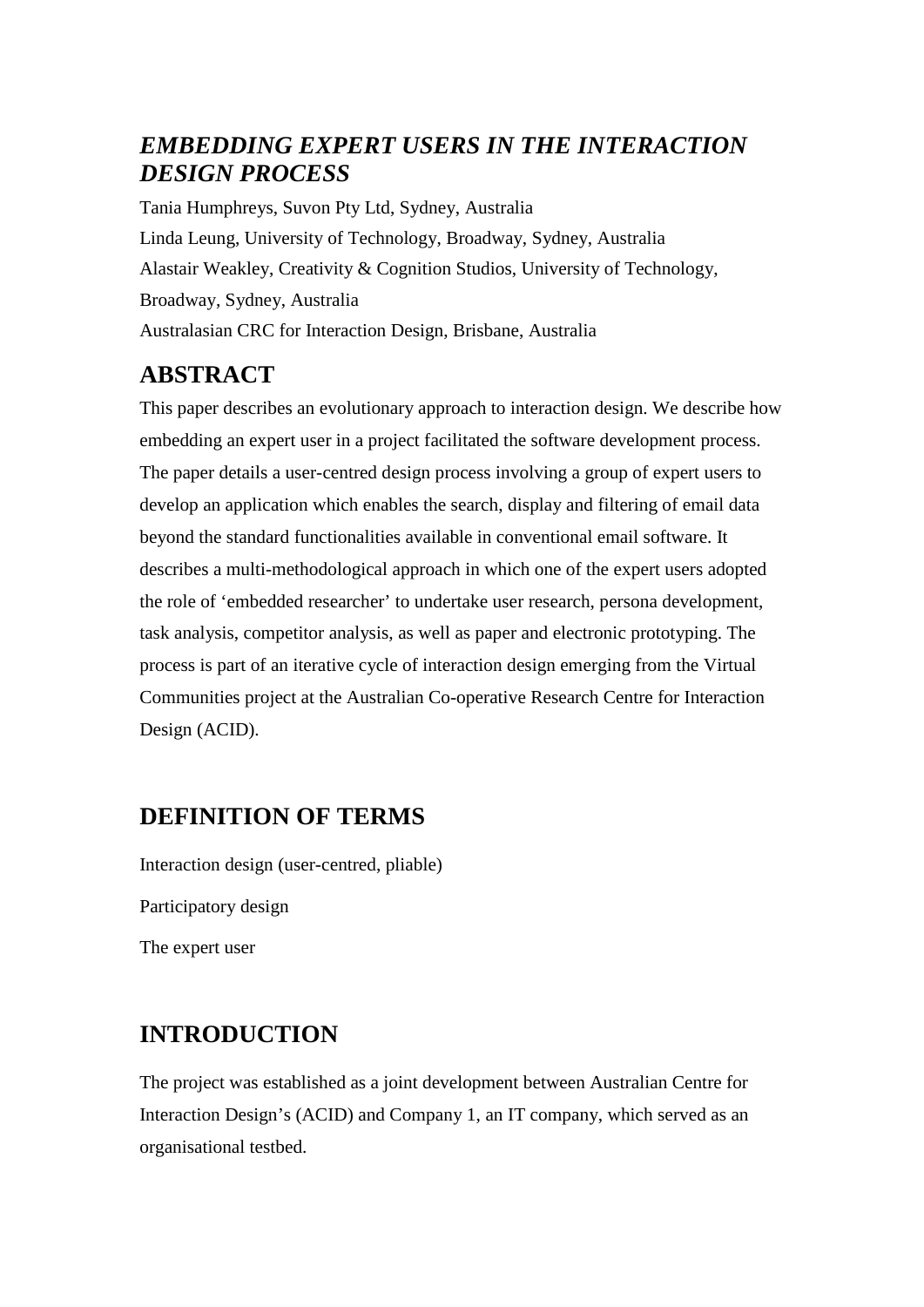# *EMBEDDING EXPERT USERS IN THE INTERACTION DESIGN PROCESS*

Tania Humphreys, Suvon Pty Ltd, Sydney, Australia

Linda Leung, University of Technology, Broadway, Sydney, Australia

Alastair Weakley, Creativity & Cognition Studios, University of Technology, Broadway, Sydney, Australia

Australasian CRC for Interaction Design, Brisbane, Australia

## ABSTRACT

This paper describes an evolutionary approach to interaction design. We describe how embedding an expert user in a project facilitated the software development process. The paper details a user-centred design process involving a group of expert users to develop an application which enables the search, display and filtering of email data beyond the standard functionalities available in conventional email software. It describes a multi-methodological approach in which one of the expert users adopted the role of 'embedded researcher' to undertake user research, persona development, task analysis, competitor analysis, as well as paper and electronic prototyping. The process is part of an iterative cycle of interaction design emerging from the Virtual Communities project at the Australian Co-operative Research Centre for Interaction Design (ACID).

## DEFINITION OF TERMS

Interaction design (user-centred, pliable)

Participatory design

The expert user

## INTRODUCTION

The project was established as a joint development between Australian Centre for Interaction Design's (ACID) and Company 1, an IT company, which served as an organisational testbed.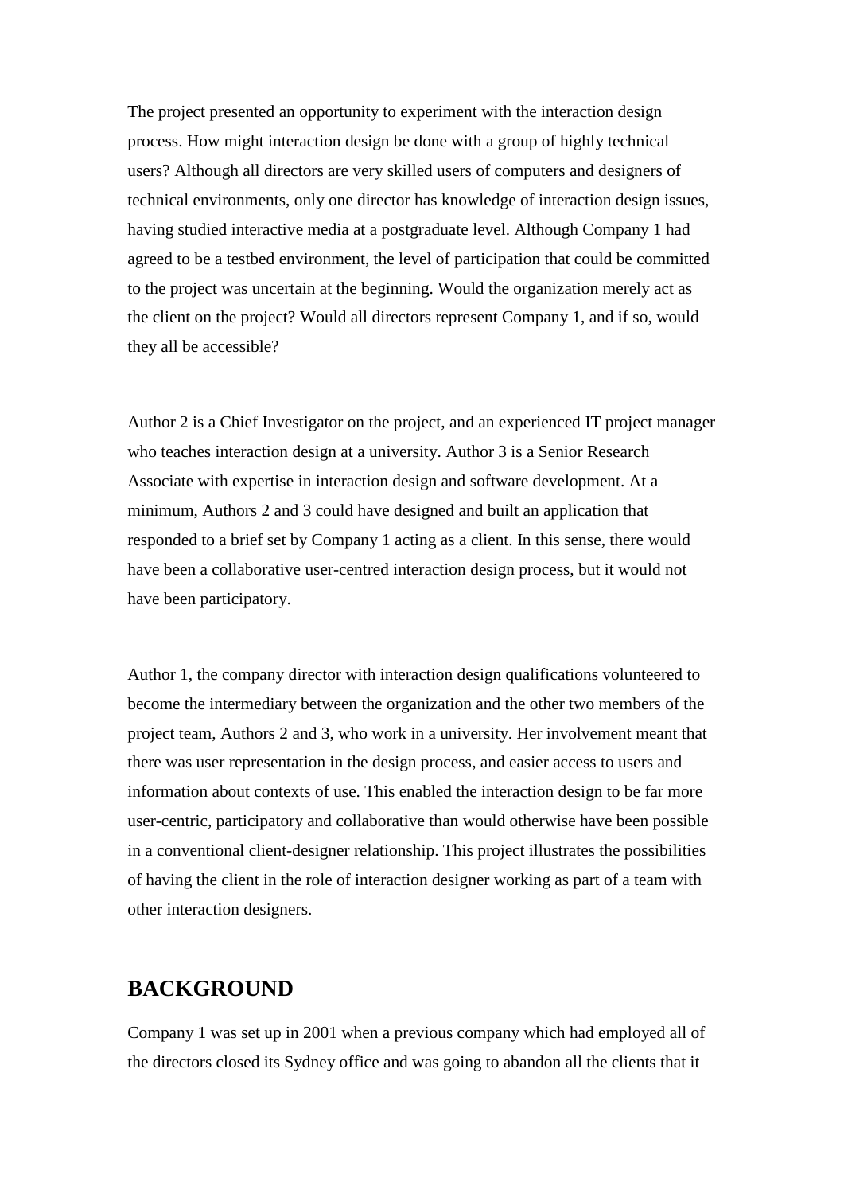The project presented an opportunity to experiment with the interaction design process. How might interaction design be done with a group of highly technical users? Although all directors are very skilled users of computers and designers of technical environments, only one director has knowledge of interaction design issues, having studied interactive media at a postgraduate level. Although Company 1 had agreed to be a testbed environment, the level of participation that could be committed to the project was uncertain at the beginning. Would the organization merely act as the client on the project? Would all directors represent Company 1, and if so, would they all be accessible?

Author 2 is a Chief Investigator on the project, and an experienced IT project manager who teaches interaction design at a university. Author 3 is a Senior Research Associate with expertise in interaction design and software development. At a minimum, Authors 2 and 3 could have designed and built an application that responded to a brief set by Company 1 acting as a client. In this sense, there would have been a collaborative user-centred interaction design process, but it would not have been participatory.

Author 1, the company director with interaction design qualifications volunteered to become the intermediary between the organization and the other two members of the project team, Authors 2 and 3, who work in a university. Her involvement meant that there was user representation in the design process, and easier access to users and information about contexts of use. This enabled the interaction design to be far more user-centric, participatory and collaborative than would otherwise have been possible in a conventional client-designer relationship. This project illustrates the possibilities of having the client in the role of interaction designer working as part of a team with other interaction designers.

## BACKGROUND

Company 1 was set up in 2001 when a previous company which had employed all of the directors closed its Sydney office and was going to abandon all the clients that it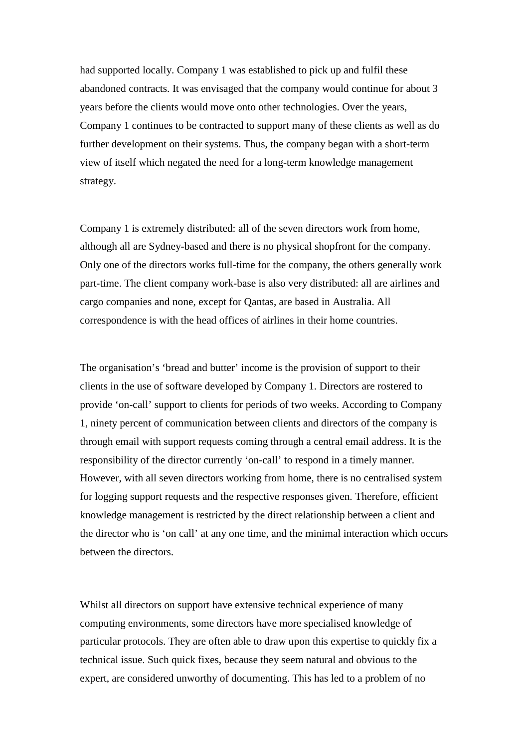had supported locally. Company 1 was established to pick up and fulfil these abandoned contracts. It was envisaged that the company would continue for about 3 years before the clients would move onto other technologies. Over the years, Company 1 continues to be contracted to support many of these clients as well as do further development on their systems. Thus, the company began with a short-term view of itself which negated the need for a long-term knowledge management strategy.

Company 1 is extremely distributed: all of the seven directors work from home, although all are Sydney-based and there is no physical shopfront for the company. Only one of the directors works full-time for the company, the others generally work part-time. The client company work-base is also very distributed: all are airlines and cargo companies and none, except for Qantas, are based in Australia. All correspondence is with the head offices of airlines in their home countries.

The organisation's 'bread and butter' income is the provision of support to their clients in the use of software developed by Company 1. Directors are rostered to provide 'on-call' support to clients for periods of two weeks. According to Company 1, ninety percent of communication between clients and directors of the company is through email with support requests coming through a central email address. It is the responsibility of the director currently 'on-call' to respond in a timely manner. However, with all seven directors working from home, there is no centralised system for logging support requests and the respective responses given. Therefore, efficient knowledge management is restricted by the direct relationship between a client and the director who is 'on call' at any one time, and the minimal interaction which occurs between the directors.

Whilst all directors on support have extensive technical experience of many computing environments, some directors have more specialised knowledge of particular protocols. They are often able to draw upon this expertise to quickly fix a technical issue. Such quick fixes, because they seem natural and obvious to the expert, are considered unworthy of documenting. This has led to a problem of no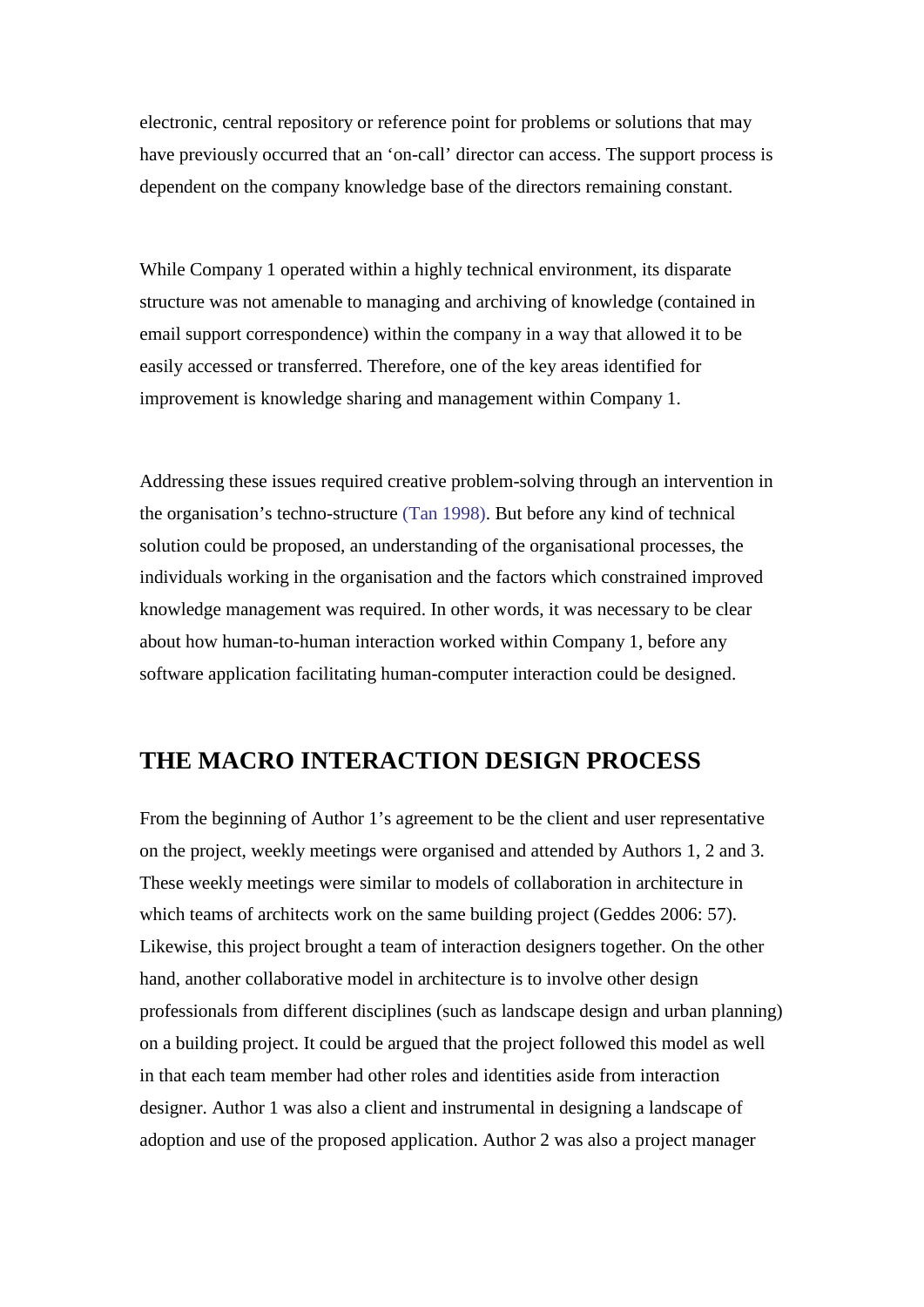electronic, central repository or reference point for problems or solutions that may have previously occurred that an 'on-call' director can access. The support process is dependent on the company knowledge base of the directors remaining constant.

While Company 1 operated within a highly technical environment, its disparate structure was not amenable to managing and archiving of knowledge (contained in email support correspondence) within the company in a way that allowed it to be easily accessed or transferred. Therefore, one of the key areas identified for improvement is knowledge sharing and management within Company 1.

Addressing these issues required creative problem-solving through an intervention in the organisation's techno-structure (Tan 1998). But before any kind of technical solution could be proposed, an understanding of the organisational processes, the individuals working in the organisation and the factors which constrained improved knowledge management was required. In other words, it was necessary to be clear about how human-to-human interaction worked within Company 1, before any software application facilitating human-computer interaction could be designed.

## THE MACRO INTERACTION DESIGN PROCESS

From the beginning of Author 1's agreement to be the client and user representative on the project, weekly meetings were organised and attended by Authors 1, 2 and 3. These weekly meetings were similar to models of collaboration in architecture in which teams of architects work on the same building project (Geddes 2006: 57). Likewise, this project brought a team of interaction designers together. On the other hand, another collaborative model in architecture is to involve other design professionals from different disciplines (such as landscape design and urban planning) on a building project. It could be argued that the project followed this model as well in that each team member had other roles and identities aside from interaction designer. Author 1 was also a client and instrumental in designing a landscape of adoption and use of the proposed application. Author 2 was also a project manager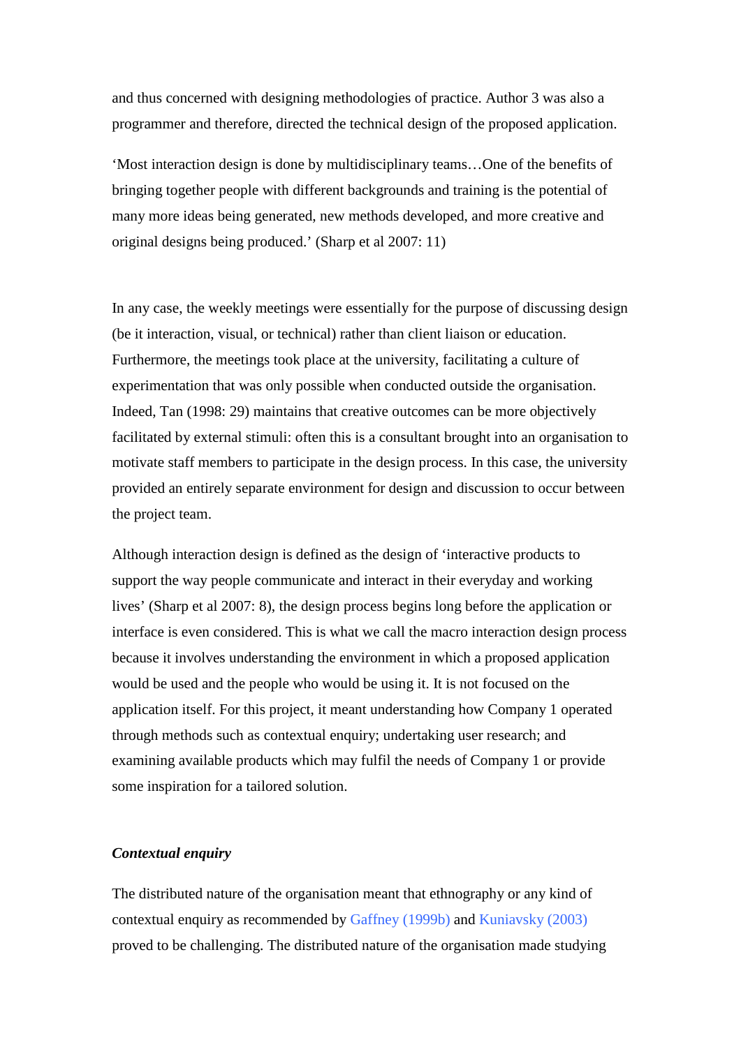and thus concerned with designing methodologies of practice. Author 3 was also a programmer and therefore, directed the technical design of the proposed application.

‘Most interaction design is done by multidisciplinary teams…One of the benefits of bringing together people with different backgrounds and training is the potential of many more ideas being generated, new methods developed, and more creative and original designs being produced.’ (Sharp et al 2007: 11)

In any case, the weekly meetings were essentially for the purpose of discussing design (be it interaction, visual, or technical) rather than client liaison or education. Furthermore, the meetings took place at the university, facilitating a culture of experimentation that was only possible when conducted outside the organisation. Indeed, Tan (1998: 29) maintains that creative outcomes can be more objectively facilitated by external stimuli: often this is a consultant brought into an organisation to motivate staff members to participate in the design process. In this case, the university provided an entirely separate environment for design and discussion to occur between the project team.

Although interaction design is defined as the design of ‘interactive products to support the way people communicate and interact in their everyday and working lives’ (Sharp et al 2007: 8), the design process begins long before the application or interface is even considered. This is what we call the macro interaction design process because it involves understanding the environment in which a proposed application would be used and the people who would be using it. It is not focused on the application itself. For this project, it meant understanding how Company 1 operated through methods such as contextual enquiry; undertaking user research; and examining available products which may fulfil the needs of Company 1 or provide some inspiration for a tailored solution.

### *Contextual enquiry*

The distributed nature of the organisation meant that ethnography or any kind of contextual enquiry as recommended by Gaffney (1999b) and Kuniavsky (2003) proved to be challenging. The distributed nature of the organisation made studying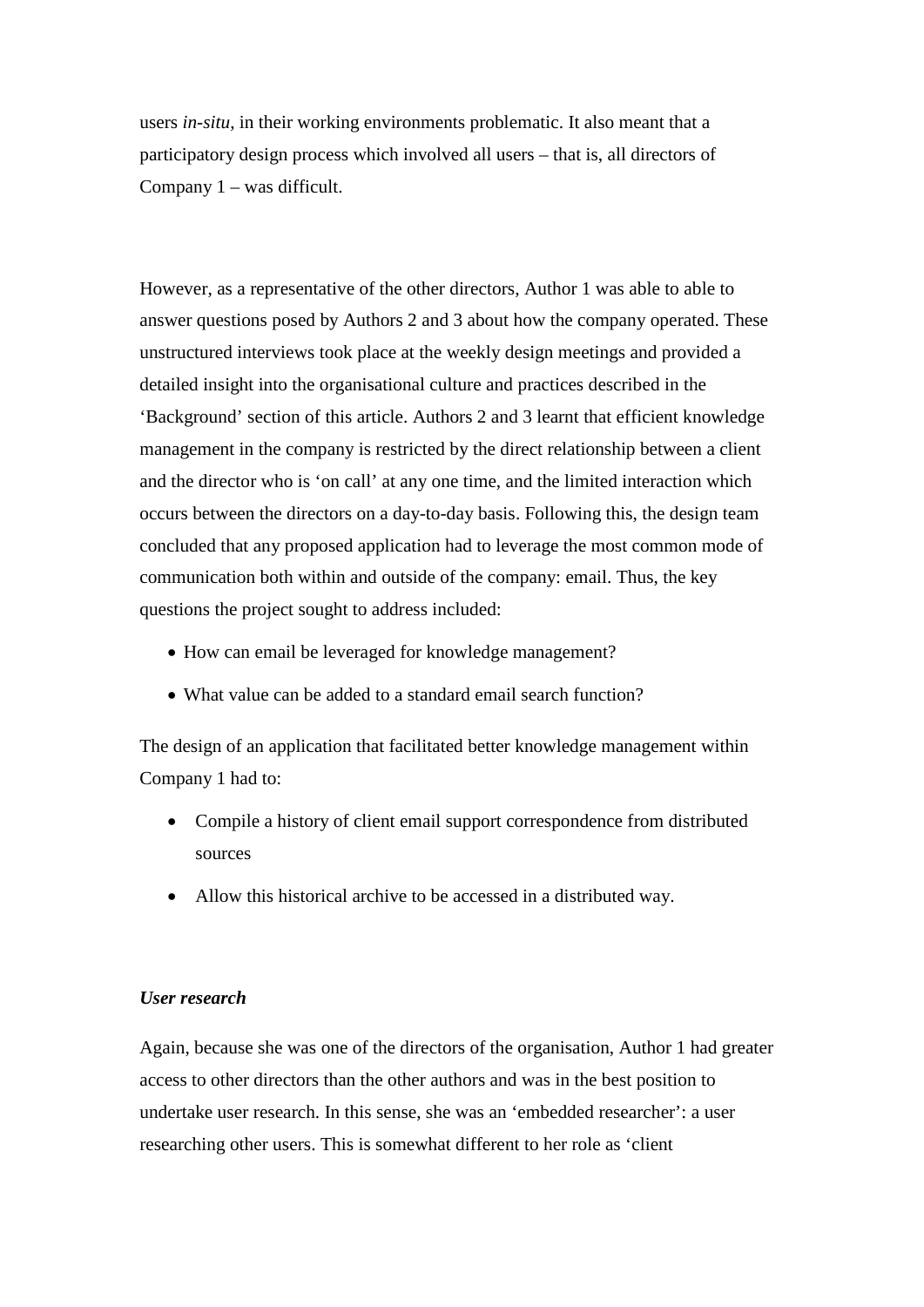users *in-situ*, in their working environments problematic. It also meant that a participatory design process which involved all users – that is, all directors of Company 1 – was difficult.

However, as a representative of the other directors, Author 1 was able to able to answer questions posed by Authors 2 and 3 about how the company operated. These unstructured interviews took place at the weekly design meetings and provided a detailed insight into the organisational culture and practices described in the 'Background' section of this article. Authors 2 and 3 learnt that efficient knowledge management in the company is restricted by the direct relationship between a client and the director who is 'on call' at any one time, and the limited interaction which occurs between the directors on a day-to-day basis. Following this, the design team concluded that any proposed application had to leverage the most common mode of communication both within and outside of the company: email. Thus, the key questions the project sought to address included:

- How can email be leveraged for knowledge management?
- What value can be added to a standard email search function?

The design of an application that facilitated better knowledge management within Company 1 had to:

- Compile a history of client email support correspondence from distributed sources
- Allow this historical archive to be accessed in a distributed way.

***User research***

Again, because she was one of the directors of the organisation, Author 1 had greater access to other directors than the other authors and was in the best position to undertake user research. In this sense, she was an 'embedded researcher': a user researching other users. This is somewhat different to her role as 'client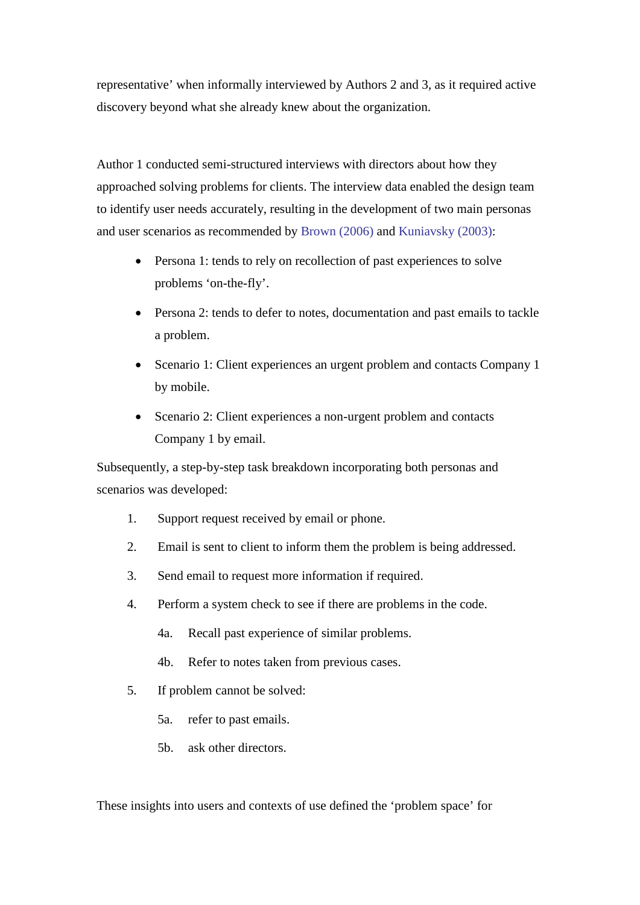representative' when informally interviewed by Authors 2 and 3, as it required active discovery beyond what she already knew about the organization.

Author 1 conducted semi-structured interviews with directors about how they approached solving problems for clients. The interview data enabled the design team to identify user needs accurately, resulting in the development of two main personas and user scenarios as recommended by Brown (2006) and Kuniavsky (2003):

- Persona 1: tends to rely on recollection of past experiences to solve problems 'on-the-fly'.
- Persona 2: tends to defer to notes, documentation and past emails to tackle a problem.
- Scenario 1: Client experiences an urgent problem and contacts Company 1 by mobile.
- Scenario 2: Client experiences a non-urgent problem and contacts Company 1 by email.

Subsequently, a step-by-step task breakdown incorporating both personas and scenarios was developed:

1. Support request received by email or phone.
2. Email is sent to client to inform them the problem is being addressed.
3. Send email to request more information if required.
4. Perform a system check to see if there are problems in the code.
   - 4a. Recall past experience of similar problems.
   - 4b. Refer to notes taken from previous cases.
5. If problem cannot be solved:
   - 5a. refer to past emails.
   - 5b. ask other directors.

These insights into users and contexts of use defined the 'problem space' for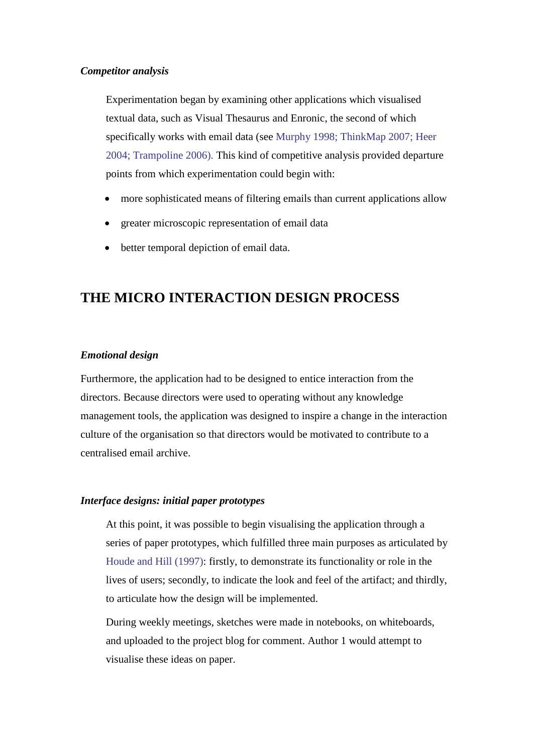### *Competitor analysis*

Experimentation began by examining other applications which visualised textual data, such as Visual Thesaurus and Enronic, the second of which specifically works with email data (see Murphy 1998; ThinkMap 2007; Heer 2004; Trampoline 2006). This kind of competitive analysis provided departure points from which experimentation could begin with:

- more sophisticated means of filtering emails than current applications allow
- greater microscopic representation of email data
- better temporal depiction of email data.

## THE MICRO INTERACTION DESIGN PROCESS

### *Emotional design*

Furthermore, the application had to be designed to entice interaction from the directors. Because directors were used to operating without any knowledge management tools, the application was designed to inspire a change in the interaction culture of the organisation so that directors would be motivated to contribute to a centralised email archive.

### *Interface designs: initial paper prototypes*

At this point, it was possible to begin visualising the application through a series of paper prototypes, which fulfilled three main purposes as articulated by Houde and Hill (1997): firstly, to demonstrate its functionality or role in the lives of users; secondly, to indicate the look and feel of the artifact; and thirdly, to articulate how the design will be implemented.

During weekly meetings, sketches were made in notebooks, on whiteboards, and uploaded to the project blog for comment. Author 1 would attempt to visualise these ideas on paper.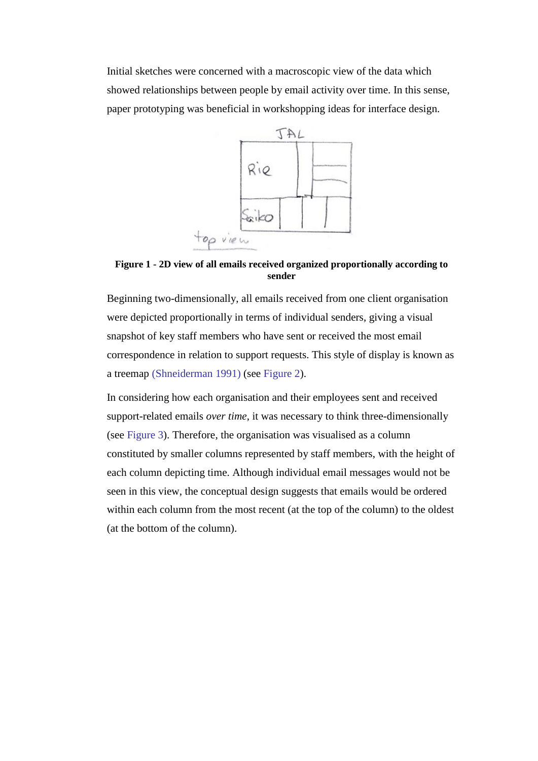Initial sketches were concerned with a macroscopic view of the data which showed relationships between people by email activity over time. In this sense, paper prototyping was beneficial in workshopping ideas for interface design.

**Figure 1 - 2D view of all emails received organized proportionally according to sender**

Beginning two-dimensionally, all emails received from one client organisation were depicted proportionally in terms of individual senders, giving a visual snapshot of key staff members who have sent or received the most email correspondence in relation to support requests. This style of display is known as a treemap (Shneiderman 1991) (see Figure 2).

In considering how each organisation and their employees sent and received support-related emails *over time*, it was necessary to think three-dimensionally (see Figure 3). Therefore, the organisation was visualised as a column constituted by smaller columns represented by staff members, with the height of each column depicting time. Although individual email messages would not be seen in this view, the conceptual design suggests that emails would be ordered within each column from the most recent (at the top of the column) to the oldest (at the bottom of the column).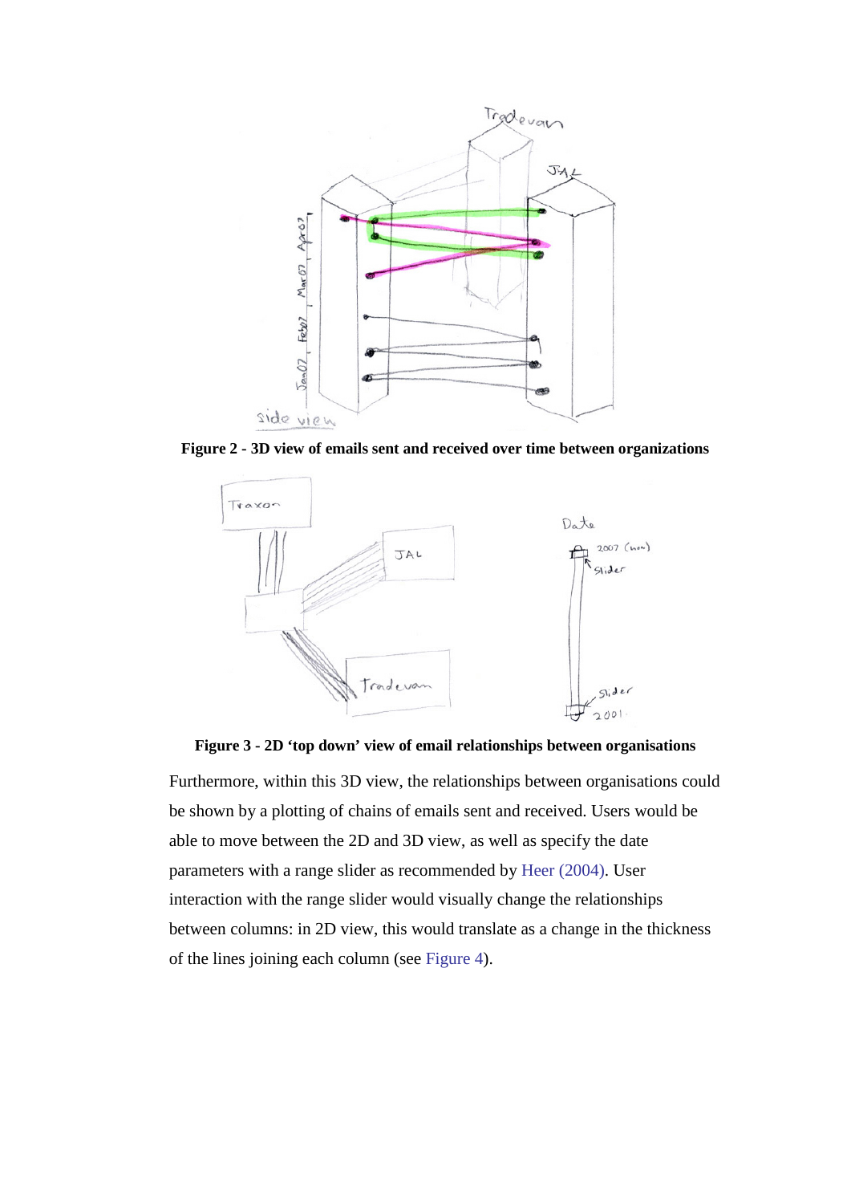**Figure 2 - 3D view of emails sent and received over time between organizations**

**Figure 3 - 2D ‘top down’ view of email relationships between organisations**

Furthermore, within this 3D view, the relationships between organisations could be shown by a plotting of chains of emails sent and received. Users would be able to move between the 2D and 3D view, as well as specify the date parameters with a range slider as recommended by Heer (2004). User interaction with the range slider would visually change the relationships between columns: in 2D view, this would translate as a change in the thickness of the lines joining each column (see Figure 4).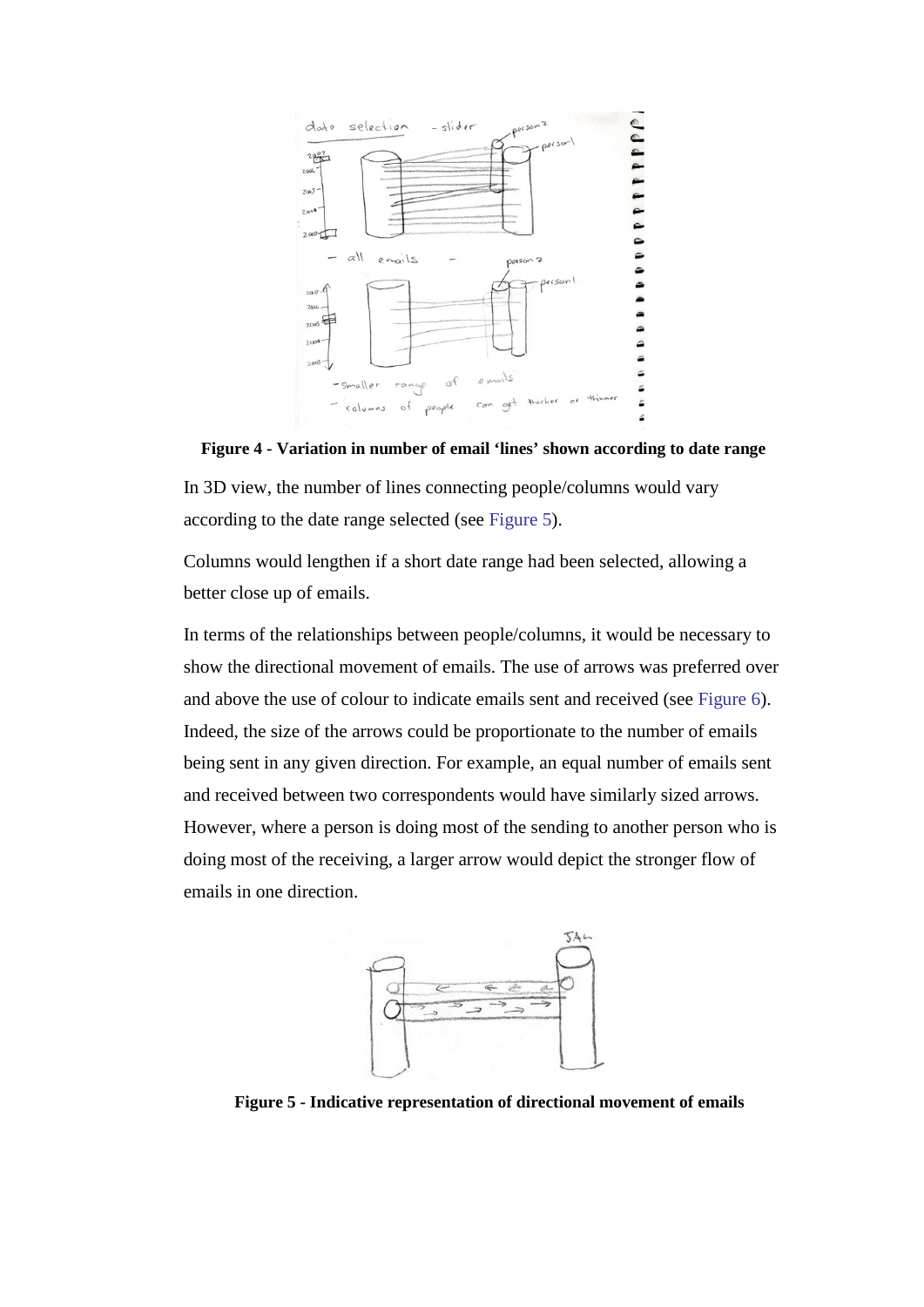**Figure 4 - Variation in number of email 'lines' shown according to date range**

In 3D view, the number of lines connecting people/columns would vary according to the date range selected (see Figure 5).

Columns would lengthen if a short date range had been selected, allowing a better close up of emails.

In terms of the relationships between people/columns, it would be necessary to show the directional movement of emails. The use of arrows was preferred over and above the use of colour to indicate emails sent and received (see Figure 6). Indeed, the size of the arrows could be proportionate to the number of emails being sent in any given direction. For example, an equal number of emails sent and received between two correspondents would have similarly sized arrows. However, where a person is doing most of the sending to another person who is doing most of the receiving, a larger arrow would depict the stronger flow of emails in one direction.

**Figure 5 - Indicative representation of directional movement of emails**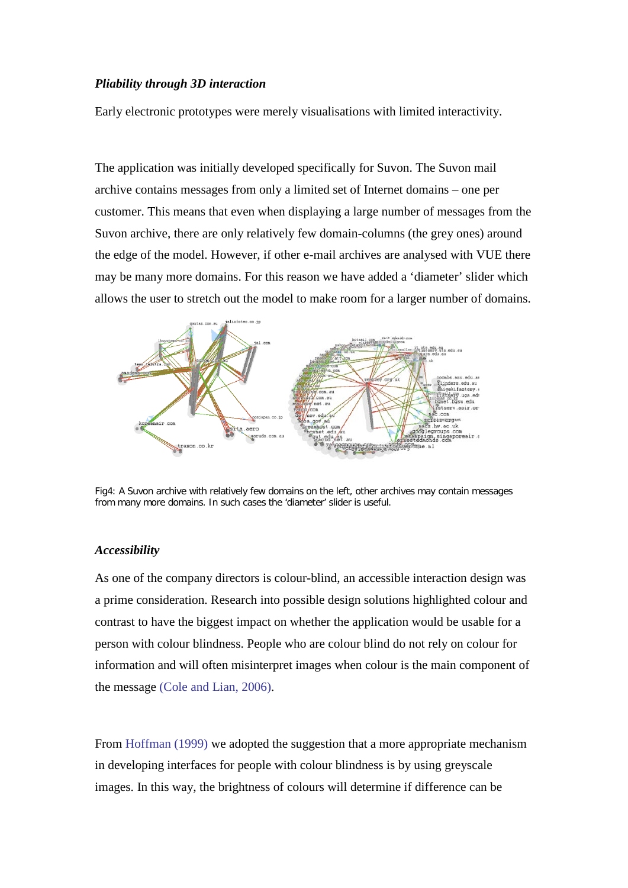***Pliability through 3D interaction***

Early electronic prototypes were merely visualisations with limited interactivity.

The application was initially developed specifically for Suvon. The Suvon mail archive contains messages from only a limited set of Internet domains – one per customer. This means that even when displaying a large number of messages from the Suvon archive, there are only relatively few domain-columns (the grey ones) around the edge of the model. However, if other e-mail archives are analysed with VUE there may be many more domains. For this reason we have added a 'diameter' slider which allows the user to stretch out the model to make room for a larger number of domains.

Fig4: A Suvon archive with relatively few domains on the left, other archives may contain messages from many more domains. In such cases the 'diameter' slider is useful.

***Accessibility***

As one of the company directors is colour-blind, an accessible interaction design was a prime consideration. Research into possible design solutions highlighted colour and contrast to have the biggest impact on whether the application would be usable for a person with colour blindness. People who are colour blind do not rely on colour for information and will often misinterpret images when colour is the main component of the message (Cole and Lian, 2006).

From Hoffman (1999) we adopted the suggestion that a more appropriate mechanism in developing interfaces for people with colour blindness is by using greyscale images. In this way, the brightness of colours will determine if difference can be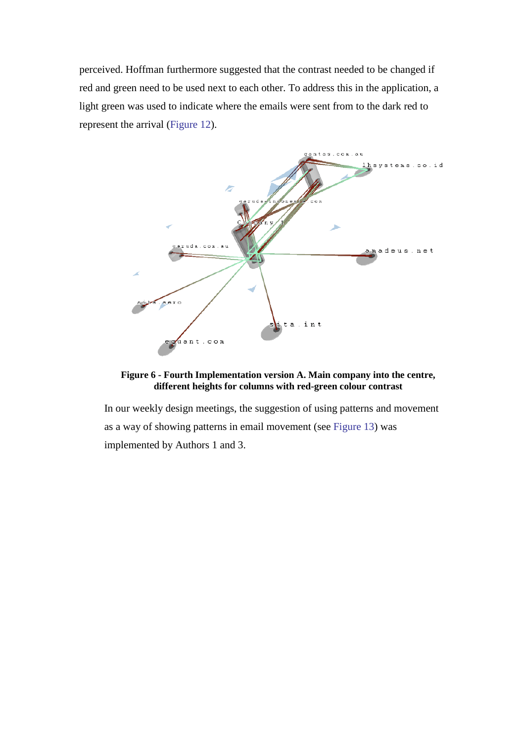perceived. Hoffman furthermore suggested that the contrast needed to be changed if red and green need to be used next to each other. To address this in the application, a light green was used to indicate where the emails were sent from to the dark red to represent the arrival (Figure 12).

**Figure 6 - Fourth Implementation version A. Main company into the centre, different heights for columns with red-green colour contrast**

In our weekly design meetings, the suggestion of using patterns and movement as a way of showing patterns in email movement (see Figure 13) was implemented by Authors 1 and 3.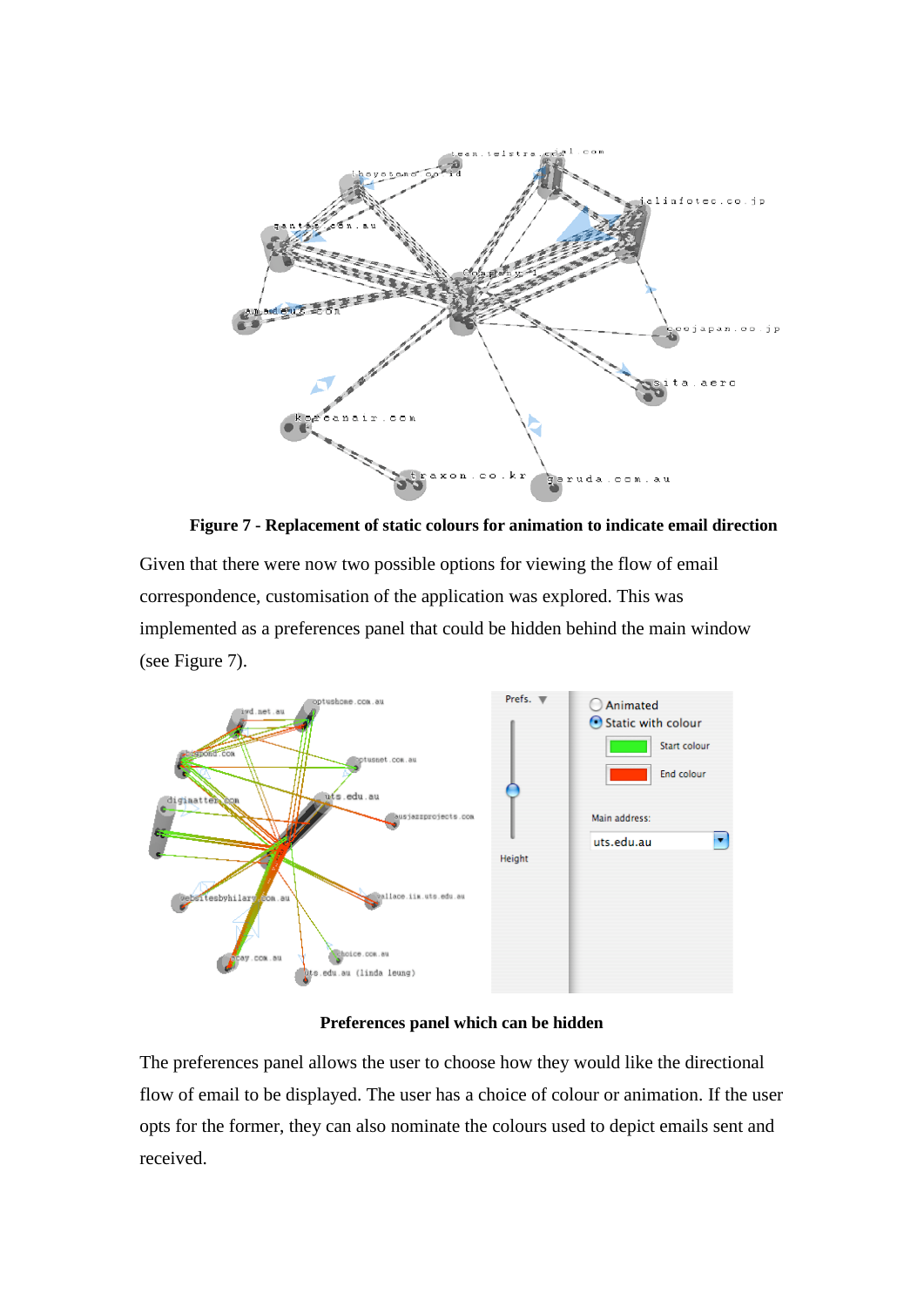**Figure 7 - Replacement of static colours for animation to indicate email direction**

Given that there were now two possible options for viewing the flow of email correspondence, customisation of the application was explored. This was implemented as a preferences panel that could be hidden behind the main window (see Figure 7).

**Preferences panel which can be hidden**

The preferences panel allows the user to choose how they would like the directional flow of email to be displayed. The user has a choice of colour or animation. If the user opts for the former, they can also nominate the colours used to depict emails sent and received.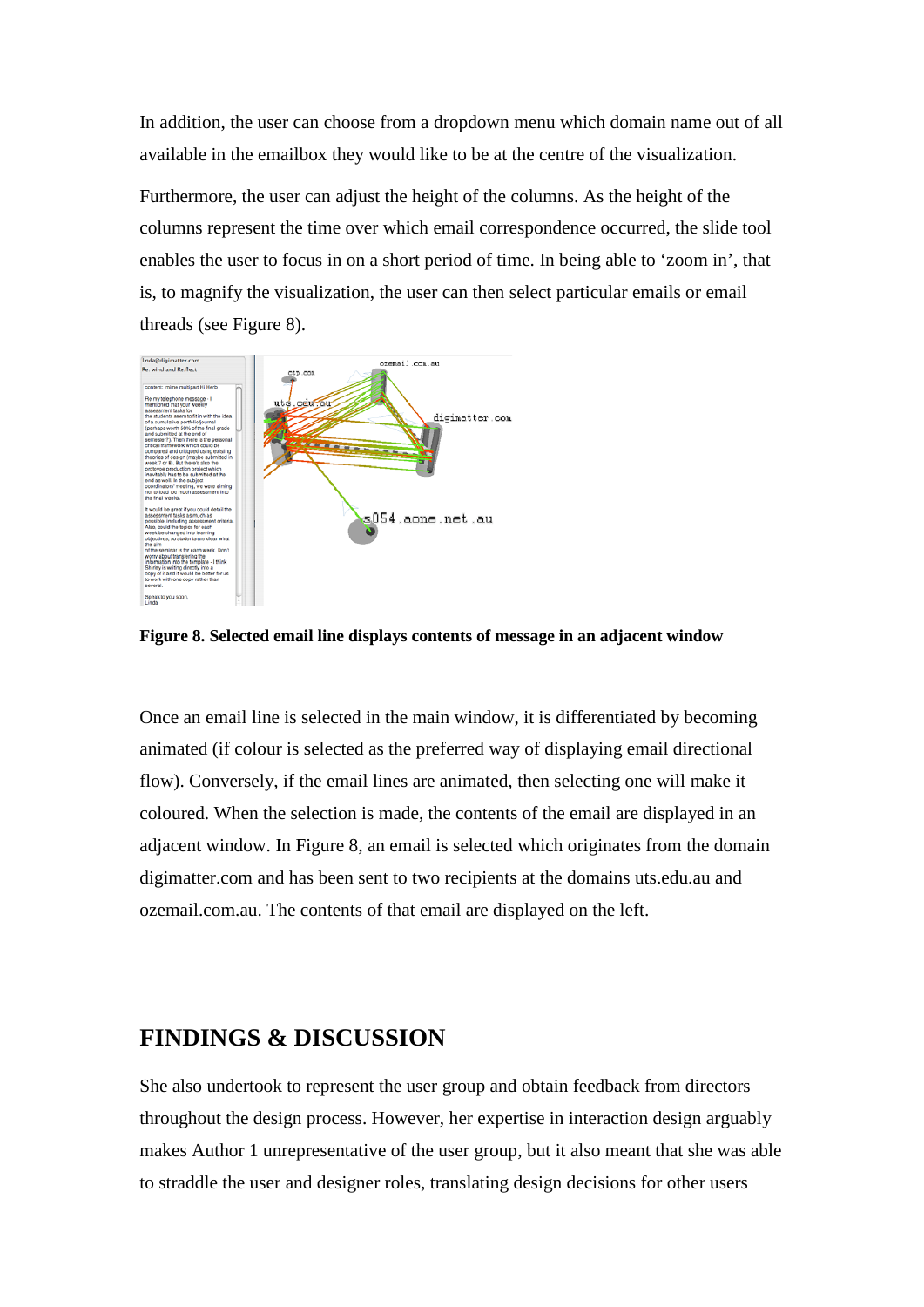In addition, the user can choose from a dropdown menu which domain name out of all available in the emailbox they would like to be at the centre of the visualization.

Furthermore, the user can adjust the height of the columns. As the height of the columns represent the time over which email correspondence occurred, the slide tool enables the user to focus in on a short period of time. In being able to 'zoom in', that is, to magnify the visualization, the user can then select particular emails or email threads (see Figure 8).

**Figure 8. Selected email line displays contents of message in an adjacent window**

Once an email line is selected in the main window, it is differentiated by becoming animated (if colour is selected as the preferred way of displaying email directional flow). Conversely, if the email lines are animated, then selecting one will make it coloured. When the selection is made, the contents of the email are displayed in an adjacent window. In Figure 8, an email is selected which originates from the domain digimatter.com and has been sent to two recipients at the domains uts.edu.au and ozemail.com.au. The contents of that email are displayed on the left.

## FINDINGS & DISCUSSION

She also undertook to represent the user group and obtain feedback from directors throughout the design process. However, her expertise in interaction design arguably makes Author 1 unrepresentative of the user group, but it also meant that she was able to straddle the user and designer roles, translating design decisions for other users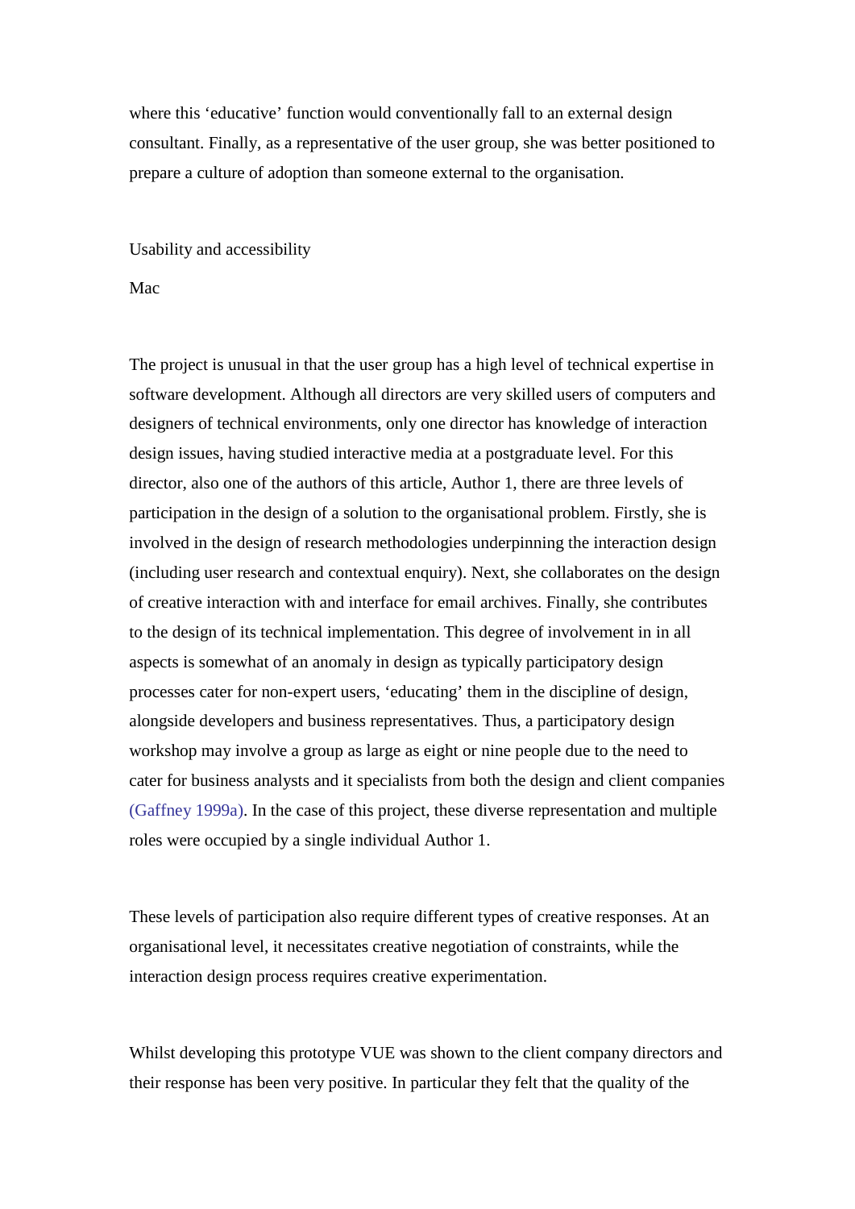where this 'educative' function would conventionally fall to an external design consultant. Finally, as a representative of the user group, she was better positioned to prepare a culture of adoption than someone external to the organisation.

## Usability and accessibility

Mac

The project is unusual in that the user group has a high level of technical expertise in software development. Although all directors are very skilled users of computers and designers of technical environments, only one director has knowledge of interaction design issues, having studied interactive media at a postgraduate level. For this director, also one of the authors of this article, Author 1, there are three levels of participation in the design of a solution to the organisational problem. Firstly, she is involved in the design of research methodologies underpinning the interaction design (including user research and contextual enquiry). Next, she collaborates on the design of creative interaction with and interface for email archives. Finally, she contributes to the design of its technical implementation. This degree of involvement in in all aspects is somewhat of an anomaly in design as typically participatory design processes cater for non-expert users, 'educating' them in the discipline of design, alongside developers and business representatives. Thus, a participatory design workshop may involve a group as large as eight or nine people due to the need to cater for business analysts and it specialists from both the design and client companies (Gaffney 1999a). In the case of this project, these diverse representation and multiple roles were occupied by a single individual Author 1.

These levels of participation also require different types of creative responses. At an organisational level, it necessitates creative negotiation of constraints, while the interaction design process requires creative experimentation.

Whilst developing this prototype VUE was shown to the client company directors and their response has been very positive. In particular they felt that the quality of the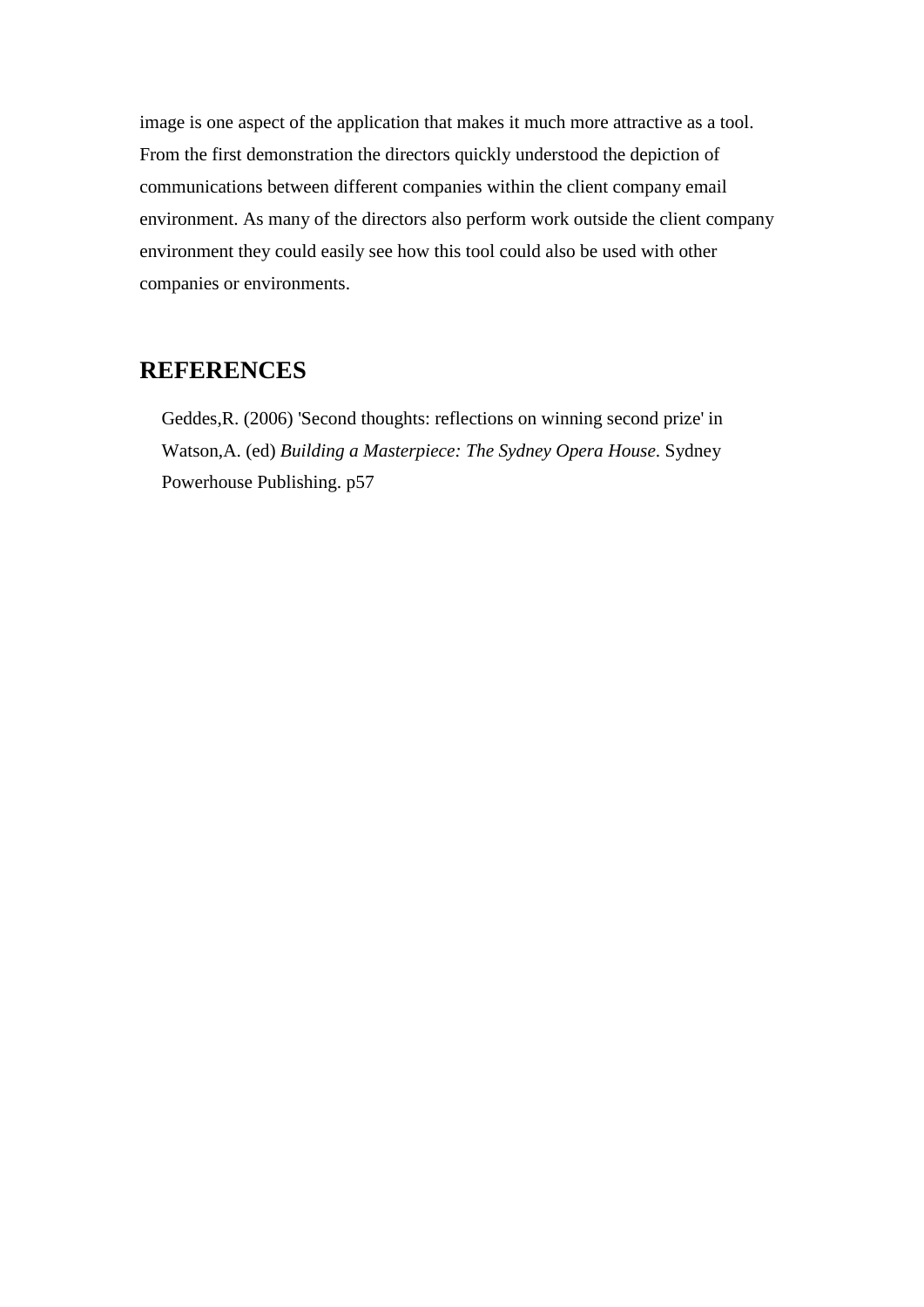image is one aspect of the application that makes it much more attractive as a tool. From the first demonstration the directors quickly understood the depiction of communications between different companies within the client company email environment. As many of the directors also perform work outside the client company environment they could easily see how this tool could also be used with other companies or environments.

## REFERENCES

Geddes,R. (2006) 'Second thoughts: reflections on winning second prize' in Watson,A. (ed) *Building a Masterpiece: The Sydney Opera House*. Sydney Powerhouse Publishing. p57